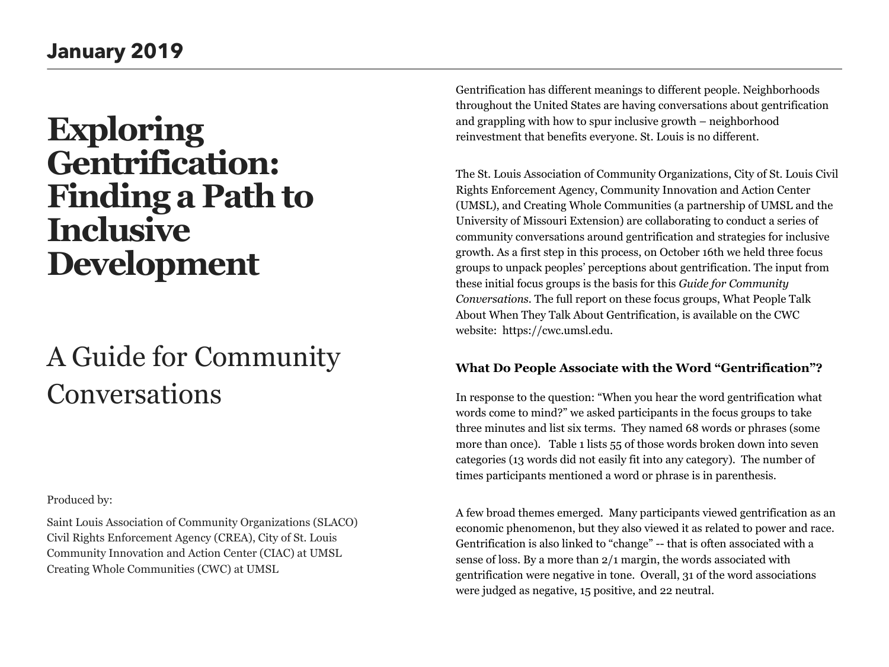**January 2019**

# Exploring Gentrification: Finding a Path to Inclusive Development

## A Guide for Community Conversations

Produced by:

Saint Louis Association of Community Organizations (SLACO)
Civil Rights Enforcement Agency (CREA), City of St. Louis
Community Innovation and Action Center (CIAC) at UMSL
Creating Whole Communities (CWC) at UMSL

Gentrification has different meanings to different people. Neighborhoods throughout the United States are having conversations about gentrification and grappling with how to spur inclusive growth – neighborhood reinvestment that benefits everyone. St. Louis is no different.

The St. Louis Association of Community Organizations, City of St. Louis Civil Rights Enforcement Agency, Community Innovation and Action Center (UMSL), and Creating Whole Communities (a partnership of UMSL and the University of Missouri Extension) are collaborating to conduct a series of community conversations around gentrification and strategies for inclusive growth. As a first step in this process, on October 16th we held three focus groups to unpack peoples' perceptions about gentrification. The input from these initial focus groups is the basis for this *Guide for Community Conversations.* The full report on these focus groups, What People Talk About When They Talk About Gentrification, is available on the CWC website: https://cwc.umsl.edu.

### What Do People Associate with the Word "Gentrification"?

In response to the question: "When you hear the word gentrification what words come to mind?" we asked participants in the focus groups to take three minutes and list six terms. They named 68 words or phrases (some more than once). Table 1 lists 55 of those words broken down into seven categories (13 words did not easily fit into any category). The number of times participants mentioned a word or phrase is in parenthesis.

A few broad themes emerged. Many participants viewed gentrification as an economic phenomenon, but they also viewed it as related to power and race. Gentrification is also linked to "change" -- that is often associated with a sense of loss. By a more than 2/1 margin, the words associated with gentrification were negative in tone. Overall, 31 of the word associations were judged as negative, 15 positive, and 22 neutral.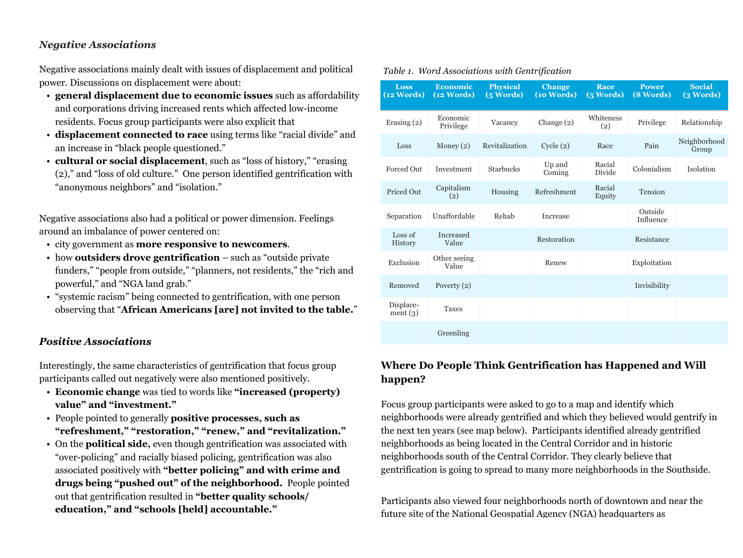### *Negative Associations*

Negative associations mainly dealt with issues of displacement and political power. Discussions on displacement were about:

- **general displacement due to economic issues** such as affordability and corporations driving increased rents which affected low-income residents. Focus group participants were also explicit that
- **displacement connected to race** using terms like "racial divide" and an increase in "black people questioned."
- **cultural or social displacement**, such as "loss of history," "erasing (2)," and "loss of old culture." One person identified gentrification with "anonymous neighbors" and "isolation."

Negative associations also had a political or power dimension. Feelings around an imbalance of power centered on:

- city government as **more responsive to newcomers**.
- how **outsiders drove gentrification** – such as "outside private funders," "people from outside," "planners, not residents," the "rich and powerful," and "NGA land grab."
- "systemic racism" being connected to gentrification, with one person observing that "**African Americans [are] not invited to the table.**"

### *Positive Associations*

Interestingly, the same characteristics of gentrification that focus group participants called out negatively were also mentioned positively.

- **Economic change** was tied to words like **"increased (property) value" and "investment."**
- People pointed to generally **positive processes, such as "refreshment," "restoration," "renew," and "revitalization."**
- On the **political side,** even though gentrification was associated with "over-policing" and racially biased policing, gentrification was also associated positively with **"better policing" and with crime and drugs being "pushed out" of the neighborhood.** People pointed out that gentrification resulted in **"better quality schools/ education," and "schools [held] accountable."**

*Table 1. Word Associations with Gentrification*

| Loss (12 Words) | Economic (12 Words) | Physical (5 Words) | Change (10 Words) | Race (5 Words) | Power (8 Words) | Social (3 Words) |
|---|---|---|---|---|---|---|
| Erasing (2) | Economic Privilege | Vacancy | Change (2) | Whiteness (2) | Privilege | Relationship |
| Loss | Money (2) | Revitalization | Cycle (2) | Race | Pain | Neighborhood Group |
| Forced Out | Investment | Starbucks | Up and Coming | Racial Divide | Colonialism | Isolation |
| Priced Out | Capitalism (2) | Housing | Refreshment | Racial Equity | Tension | |
| Separation | Unaffordable | Rehab | Increase | | Outside Influence | |
| Loss of History | Increased Value | | Restoration | | Resistance | |
| Exclusion | Other seeing Value | | Renew | | Exploitation | |
| Removed | Poverty (2) | | | | Invisibility | |
| Displace-ment (3) | Taxes | | | | | |
| | Greenling | | | | | |

### Where Do People Think Gentrification has Happened and Will happen?

Focus group participants were asked to go to a map and identify which neighborhoods were already gentrified and which they believed would gentrify in the next ten years (see map below). Participants identified already gentrified neighborhoods as being located in the Central Corridor and in historic neighborhoods south of the Central Corridor. They clearly believe that gentrification is going to spread to many more neighborhoods in the Southside.

Participants also viewed four neighborhoods north of downtown and near the future site of the National Geospatial Agency (NGA) headquarters as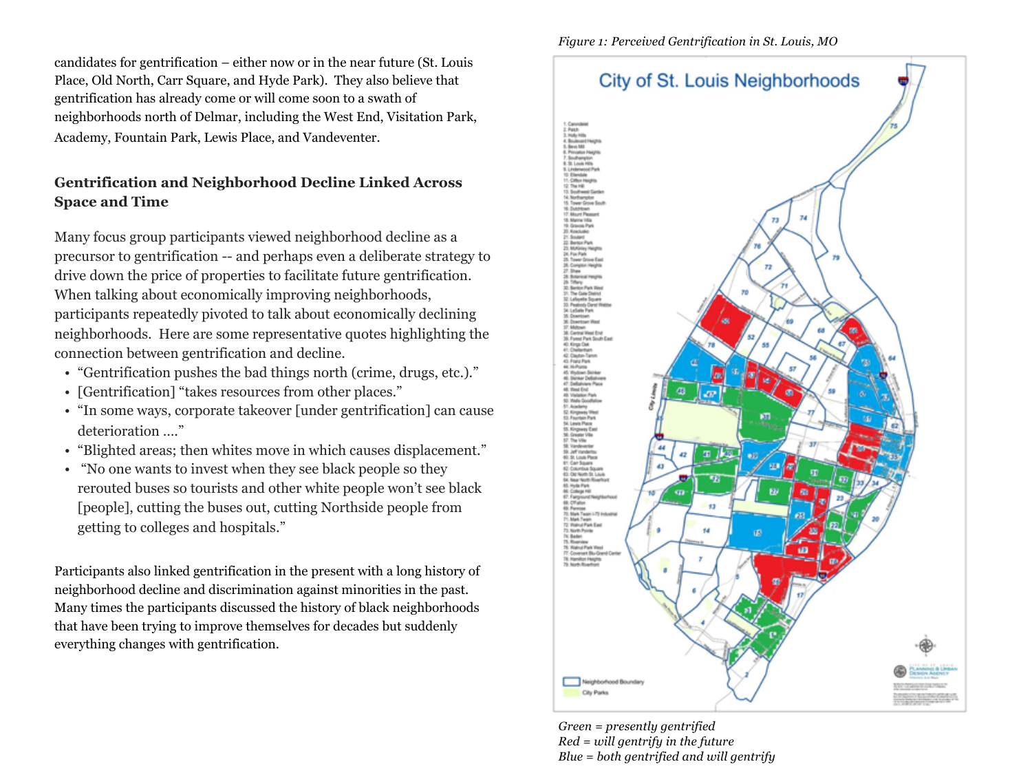candidates for gentrification – either now or in the near future (St. Louis Place, Old North, Carr Square, and Hyde Park). They also believe that gentrification has already come or will come soon to a swath of neighborhoods north of Delmar, including the West End, Visitation Park, Academy, Fountain Park, Lewis Place, and Vandeventer.

### Gentrification and Neighborhood Decline Linked Across Space and Time

Many focus group participants viewed neighborhood decline as a precursor to gentrification -- and perhaps even a deliberate strategy to drive down the price of properties to facilitate future gentrification. When talking about economically improving neighborhoods, participants repeatedly pivoted to talk about economically declining neighborhoods. Here are some representative quotes highlighting the connection between gentrification and decline.

- "Gentrification pushes the bad things north (crime, drugs, etc.)."
- [Gentrification] "takes resources from other places."
- "In some ways, corporate takeover [under gentrification] can cause deterioration ...."
- "Blighted areas; then whites move in which causes displacement."
- "No one wants to invest when they see black people so they rerouted buses so tourists and other white people won't see black [people], cutting the buses out, cutting Northside people from getting to colleges and hospitals."

Participants also linked gentrification in the present with a long history of neighborhood decline and discrimination against minorities in the past. Many times the participants discussed the history of black neighborhoods that have been trying to improve themselves for decades but suddenly everything changes with gentrification.

*Figure 1: Perceived Gentrification in St. Louis, MO*

*Green = presently gentrified*
*Red = will gentrify in the future*
*Blue = both gentrified and will gentrify*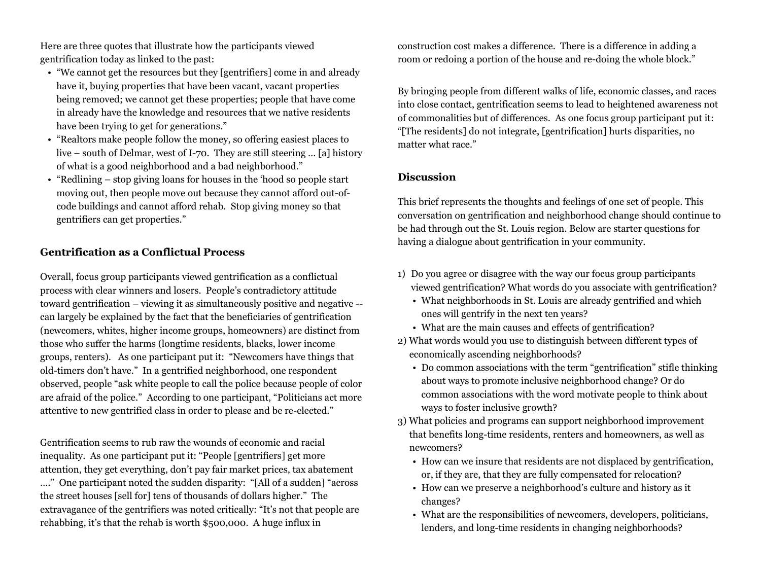Here are three quotes that illustrate how the participants viewed gentrification today as linked to the past:

- "We cannot get the resources but they [gentrifiers] come in and already have it, buying properties that have been vacant, vacant properties being removed; we cannot get these properties; people that have come in already have the knowledge and resources that we native residents have been trying to get for generations."
- "Realtors make people follow the money, so offering easiest places to live – south of Delmar, west of I-70. They are still steering … [a] history of what is a good neighborhood and a bad neighborhood."
- "Redlining – stop giving loans for houses in the 'hood so people start moving out, then people move out because they cannot afford out-of-code buildings and cannot afford rehab. Stop giving money so that gentrifiers can get properties."

### Gentrification as a Conflictual Process

Overall, focus group participants viewed gentrification as a conflictual process with clear winners and losers. People's contradictory attitude toward gentrification – viewing it as simultaneously positive and negative -- can largely be explained by the fact that the beneficiaries of gentrification (newcomers, whites, higher income groups, homeowners) are distinct from those who suffer the harms (longtime residents, blacks, lower income groups, renters). As one participant put it: "Newcomers have things that old-timers don't have." In a gentrified neighborhood, one respondent observed, people "ask white people to call the police because people of color are afraid of the police." According to one participant, "Politicians act more attentive to new gentrified class in order to please and be re-elected."

Gentrification seems to rub raw the wounds of economic and racial inequality. As one participant put it: "People [gentrifiers] get more attention, they get everything, don't pay fair market prices, tax abatement …." One participant noted the sudden disparity: "[All of a sudden] "across the street houses [sell for] tens of thousands of dollars higher." The extravagance of the gentrifiers was noted critically: "It's not that people are rehabbing, it's that the rehab is worth $500,000. A huge influx in construction cost makes a difference. There is a difference in adding a room or redoing a portion of the house and re-doing the whole block."

By bringing people from different walks of life, economic classes, and races into close contact, gentrification seems to lead to heightened awareness not of commonalities but of differences. As one focus group participant put it: "[The residents] do not integrate, [gentrification] hurts disparities, no matter what race."

### Discussion

This brief represents the thoughts and feelings of one set of people. This conversation on gentrification and neighborhood change should continue to be had through out the St. Louis region. Below are starter questions for having a dialogue about gentrification in your community.

1) Do you agree or disagree with the way our focus group participants viewed gentrification? What words do you associate with gentrification?
   - What neighborhoods in St. Louis are already gentrified and which ones will gentrify in the next ten years?
   - What are the main causes and effects of gentrification?
2) What words would you use to distinguish between different types of economically ascending neighborhoods?
   - Do common associations with the term "gentrification" stifle thinking about ways to promote inclusive neighborhood change? Or do common associations with the word motivate people to think about ways to foster inclusive growth?
3) What policies and programs can support neighborhood improvement that benefits long-time residents, renters and homeowners, as well as newcomers?
   - How can we insure that residents are not displaced by gentrification, or, if they are, that they are fully compensated for relocation?
   - How can we preserve a neighborhood's culture and history as it changes?
   - What are the responsibilities of newcomers, developers, politicians, lenders, and long-time residents in changing neighborhoods?